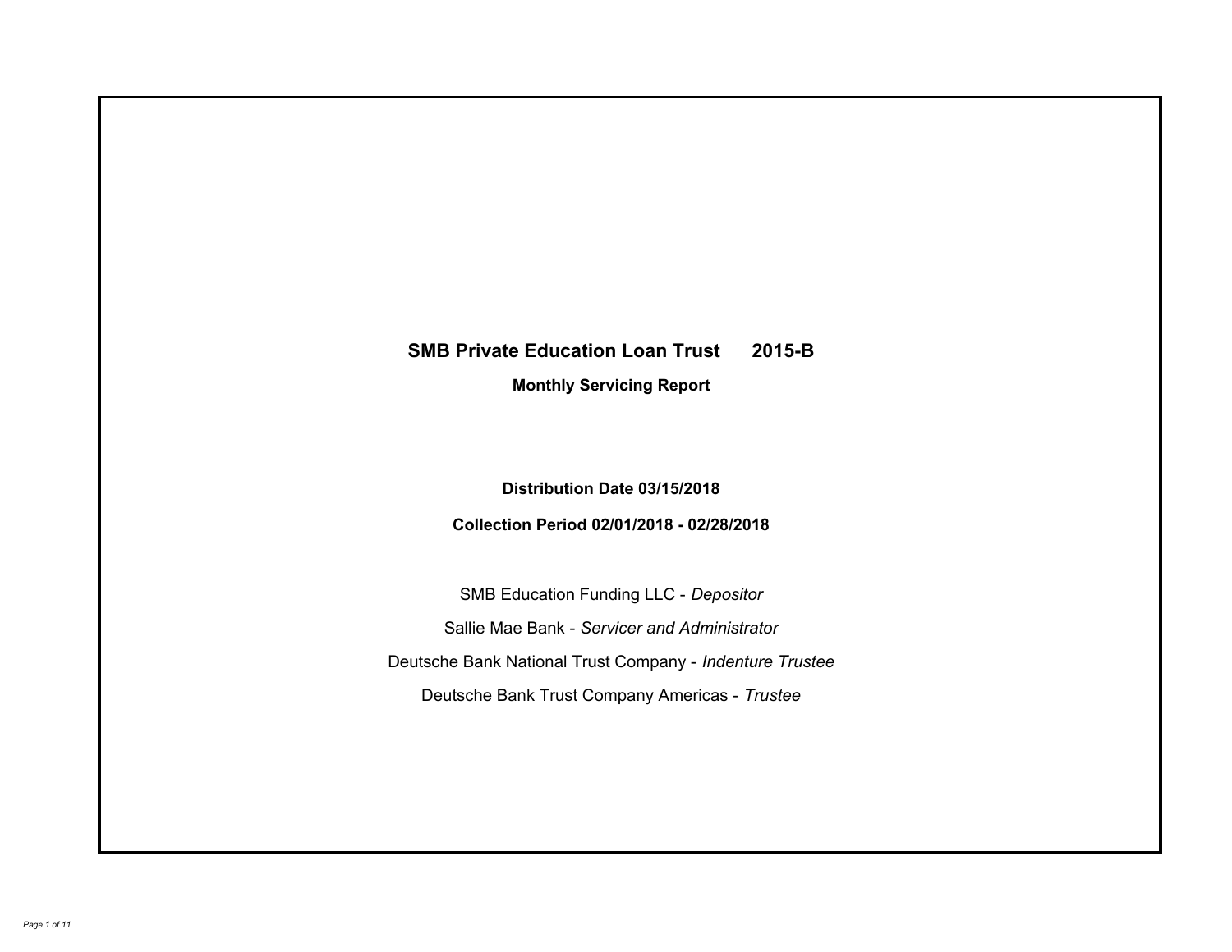# SMB Private Education Loan Trust 2015-B

## Monthly Servicing Report

**Distribution Date 03/15/2018**

**Collection Period 02/01/2018 - 02/28/2018**

SMB Education Funding LLC - *Depositor*

Sallie Mae Bank - *Servicer and Administrator*

Deutsche Bank National Trust Company - *Indenture Trustee*

Deutsche Bank Trust Company Americas - *Trustee*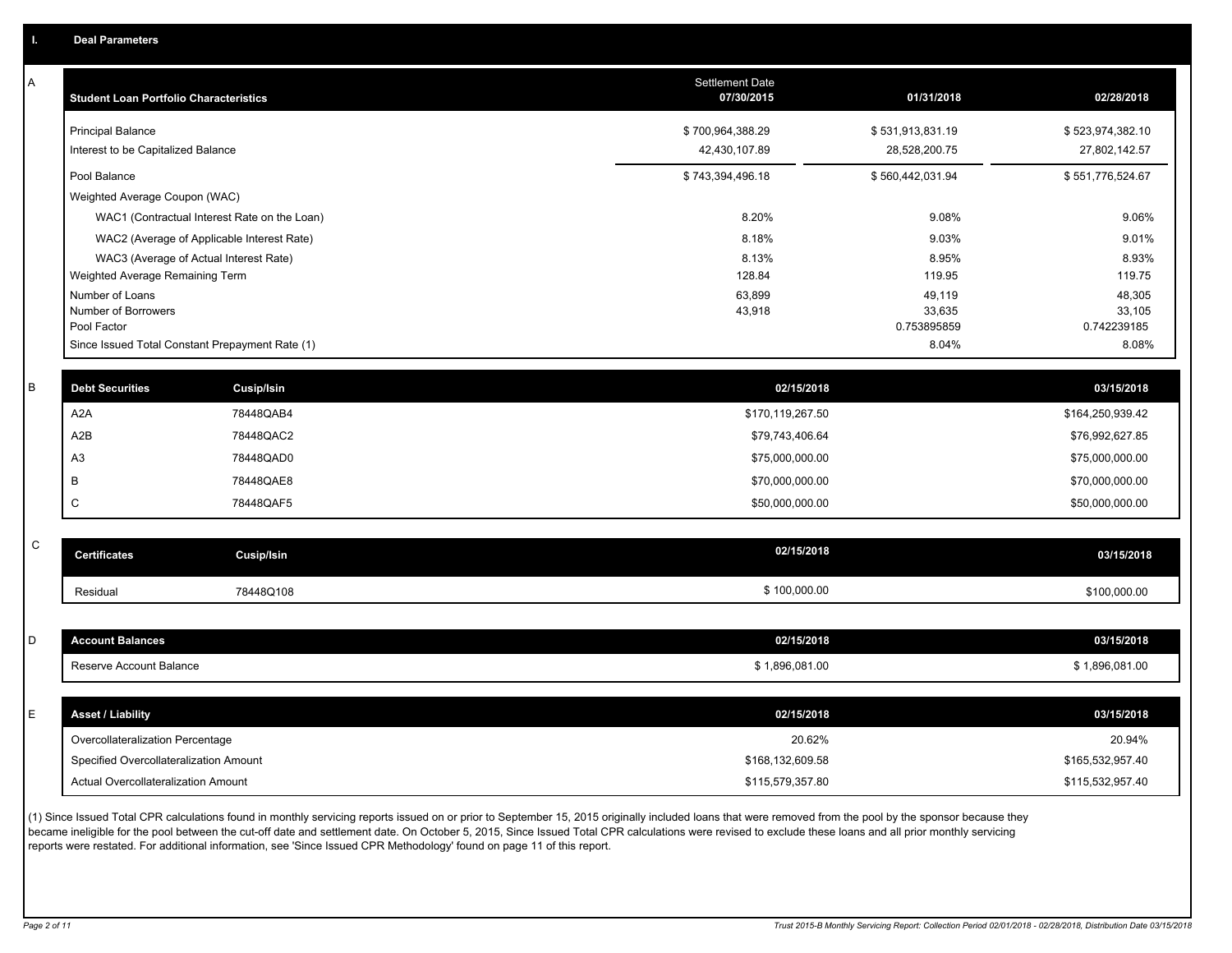## I. Deal Parameters

### A

| Student Loan Portfolio Characteristics | Settlement Date 07/30/2015 | 01/31/2018 | 02/28/2018 |
|---|---|---|---|
| Principal Balance | $ 700,964,388.29 | $ 531,913,831.19 | $ 523,974,382.10 |
| Interest to be Capitalized Balance | 42,430,107.89 | 28,528,200.75 | 27,802,142.57 |
| Pool Balance | $ 743,394,496.18 | $ 560,442,031.94 | $ 551,776,524.67 |
| Weighted Average Coupon (WAC) | | | |
| WAC1 (Contractual Interest Rate on the Loan) | 8.20% | 9.08% | 9.06% |
| WAC2 (Average of Applicable Interest Rate) | 8.18% | 9.03% | 9.01% |
| WAC3 (Average of Actual Interest Rate) | 8.13% | 8.95% | 8.93% |
| Weighted Average Remaining Term | 128.84 | 119.95 | 119.75 |
| Number of Loans | 63,899 | 49,119 | 48,305 |
| Number of Borrowers | 43,918 | 33,635 | 33,105 |
| Pool Factor | | 0.753895859 | 0.742239185 |
| Since Issued Total Constant Prepayment Rate (1) | | 8.04% | 8.08% |

### B

| Debt Securities | Cusip/Isin | 02/15/2018 | 03/15/2018 |
|---|---|---|---|
| A2A | 78448QAB4 | $170,119,267.50 | $164,250,939.42 |
| A2B | 78448QAC2 | $79,743,406.64 | $76,992,627.85 |
| A3 | 78448QAD0 | $75,000,000.00 | $75,000,000.00 |
| B | 78448QAE8 | $70,000,000.00 | $70,000,000.00 |
| C | 78448QAF5 | $50,000,000.00 | $50,000,000.00 |

### C

| Certificates | Cusip/Isin | 02/15/2018 | 03/15/2018 |
|---|---|---|---|
| Residual | 78448Q108 | $ 100,000.00 | $100,000.00 |

### D

| Account Balances | 02/15/2018 | 03/15/2018 |
|---|---|---|
| Reserve Account Balance | $ 1,896,081.00 | $ 1,896,081.00 |

### E

| Asset / Liability | 02/15/2018 | 03/15/2018 |
|---|---|---|
| Overcollateralization Percentage | 20.62% | 20.94% |
| Specified Overcollateralization Amount | $168,132,609.58 | $165,532,957.40 |
| Actual Overcollateralization Amount | $115,579,357.80 | $115,532,957.40 |

(1) Since Issued Total CPR calculations found in monthly servicing reports issued on or prior to September 15, 2015 originally included loans that were removed from the pool by the sponsor because they became ineligible for the pool between the cut-off date and settlement date. On October 5, 2015, Since Issued Total CPR calculations were revised to exclude these loans and all prior monthly servicing reports were restated. For additional information, see 'Since Issued CPR Methodology' found on page 11 of this report.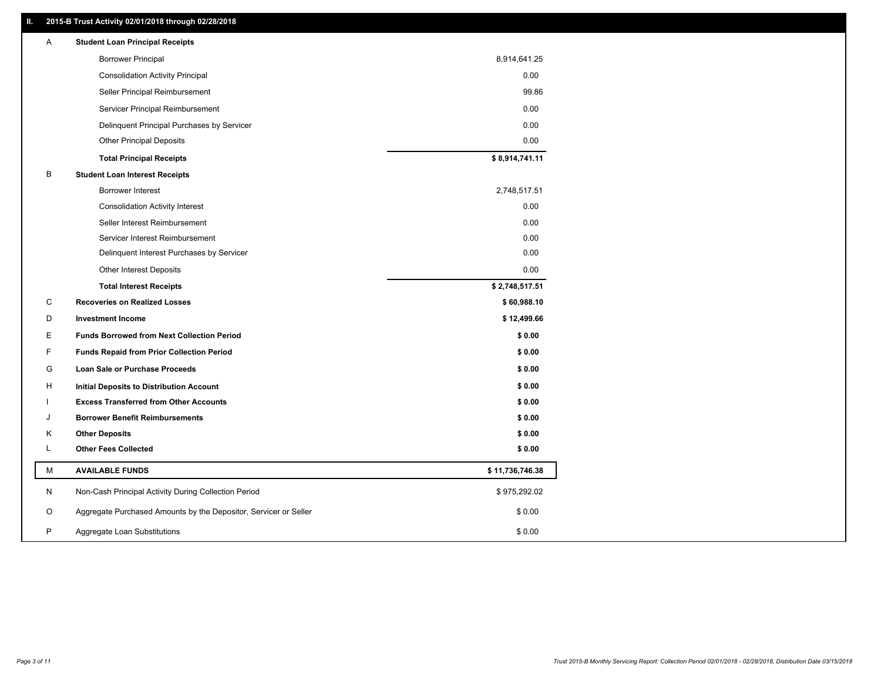## II. 2015-B Trust Activity 02/01/2018 through 02/28/2018

| | | |
|---|---|---|
| A | **Student Loan Principal Receipts** | |
| | Borrower Principal | 8,914,641.25 |
| | Consolidation Activity Principal | 0.00 |
| | Seller Principal Reimbursement | 99.86 |
| | Servicer Principal Reimbursement | 0.00 |
| | Delinquent Principal Purchases by Servicer | 0.00 |
| | Other Principal Deposits | 0.00 |
| | **Total Principal Receipts** | **$ 8,914,741.11** |
| B | **Student Loan Interest Receipts** | |
| | Borrower Interest | 2,748,517.51 |
| | Consolidation Activity Interest | 0.00 |
| | Seller Interest Reimbursement | 0.00 |
| | Servicer Interest Reimbursement | 0.00 |
| | Delinquent Interest Purchases by Servicer | 0.00 |
| | Other Interest Deposits | 0.00 |
| | **Total Interest Receipts** | **$ 2,748,517.51** |
| C | **Recoveries on Realized Losses** | **$ 60,988.10** |
| D | **Investment Income** | **$ 12,499.66** |
| E | **Funds Borrowed from Next Collection Period** | **$ 0.00** |
| F | **Funds Repaid from Prior Collection Period** | **$ 0.00** |
| G | **Loan Sale or Purchase Proceeds** | **$ 0.00** |
| H | **Initial Deposits to Distribution Account** | **$ 0.00** |
| I | **Excess Transferred from Other Accounts** | **$ 0.00** |
| J | **Borrower Benefit Reimbursements** | **$ 0.00** |
| K | **Other Deposits** | **$ 0.00** |
| L | **Other Fees Collected** | **$ 0.00** |
| M | **AVAILABLE FUNDS** | **$ 11,736,746.38** |
| N | Non-Cash Principal Activity During Collection Period | $ 975,292.02 |
| O | Aggregate Purchased Amounts by the Depositor, Servicer or Seller | $ 0.00 |
| P | Aggregate Loan Substitutions | $ 0.00 |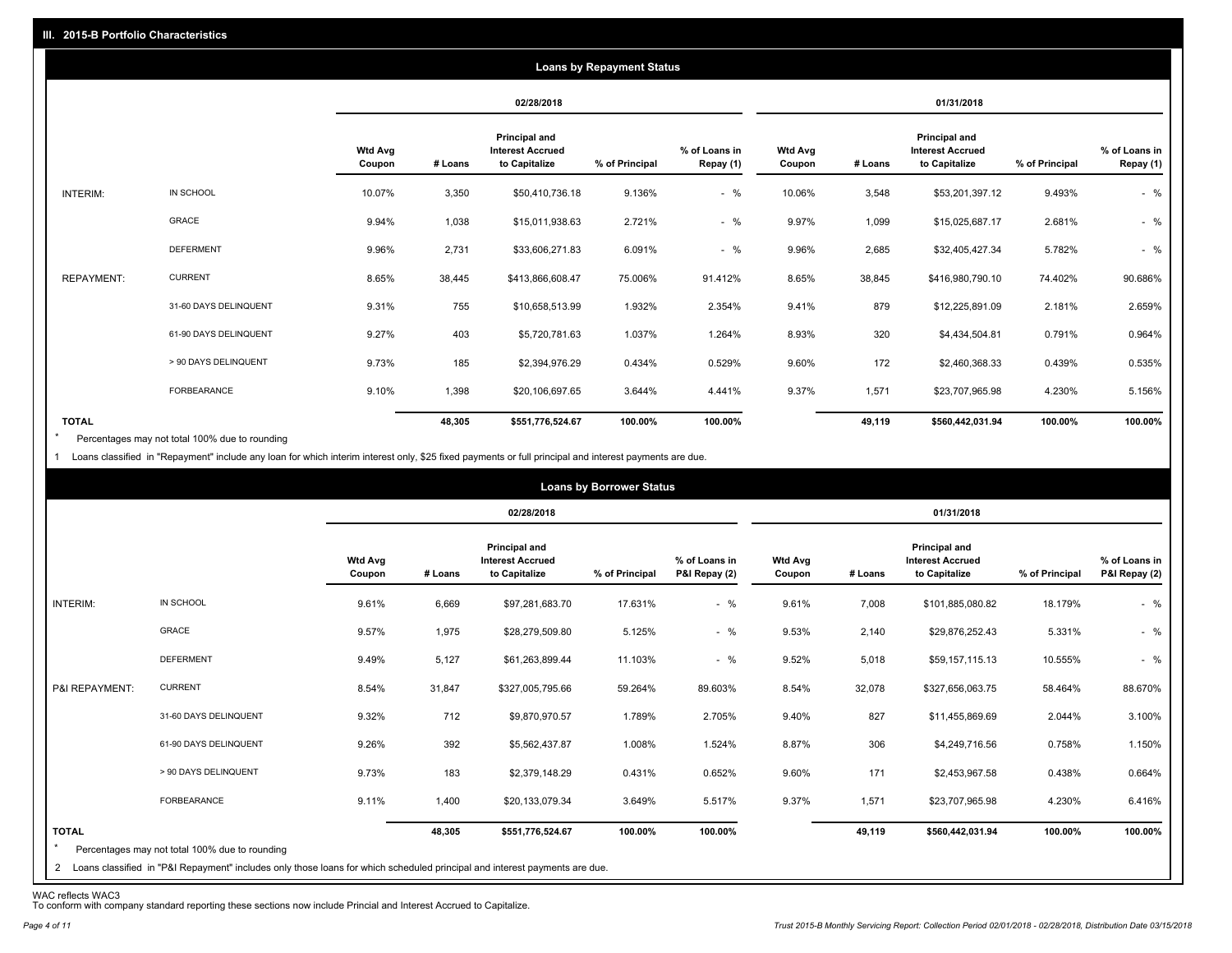## III. 2015-B Portfolio Characteristics

### Loans by Repayment Status

| | | 02/28/2018 | | | | | 01/31/2018 | | | | |
|---|---|---|---|---|---|---|---|---|---|---|---|
| | | Wtd Avg Coupon | # Loans | Principal and Interest Accrued to Capitalize | % of Principal | % of Loans in Repay (1) | Wtd Avg Coupon | # Loans | Principal and Interest Accrued to Capitalize | % of Principal | % of Loans in Repay (1) |
| INTERIM: | IN SCHOOL | 10.07% | 3,350 | $50,410,736.18 | 9.136% | - % | 10.06% | 3,548 | $53,201,397.12 | 9.493% | - % |
| | GRACE | 9.94% | 1,038 | $15,011,938.63 | 2.721% | - % | 9.97% | 1,099 | $15,025,687.17 | 2.681% | - % |
| | DEFERMENT | 9.96% | 2,731 | $33,606,271.83 | 6.091% | - % | 9.96% | 2,685 | $32,405,427.34 | 5.782% | - % |
| REPAYMENT: | CURRENT | 8.65% | 38,445 | $413,866,608.47 | 75.006% | 91.412% | 8.65% | 38,845 | $416,980,790.10 | 74.402% | 90.686% |
| | 31-60 DAYS DELINQUENT | 9.31% | 755 | $10,658,513.99 | 1.932% | 2.354% | 9.41% | 879 | $12,225,891.09 | 2.181% | 2.659% |
| | 61-90 DAYS DELINQUENT | 9.27% | 403 | $5,720,781.63 | 1.037% | 1.264% | 8.93% | 320 | $4,434,504.81 | 0.791% | 0.964% |
| | > 90 DAYS DELINQUENT | 9.73% | 185 | $2,394,976.29 | 0.434% | 0.529% | 9.60% | 172 | $2,460,368.33 | 0.439% | 0.535% |
| | FORBEARANCE | 9.10% | 1,398 | $20,106,697.65 | 3.644% | 4.441% | 9.37% | 1,571 | $23,707,965.98 | 4.230% | 5.156% |
| **TOTAL** | | | **48,305** | **$551,776,524.67** | **100.00%** | **100.00%** | | **49,119** | **$560,442,031.94** | **100.00%** | **100.00%** |

\* Percentages may not total 100% due to rounding

1 Loans classified in "Repayment" include any loan for which interim interest only, $25 fixed payments or full principal and interest payments are due.

### Loans by Borrower Status

| | | 02/28/2018 | | | | | 01/31/2018 | | | | |
|---|---|---|---|---|---|---|---|---|---|---|---|
| | | Wtd Avg Coupon | # Loans | Principal and Interest Accrued to Capitalize | % of Principal | % of Loans in P&I Repay (2) | Wtd Avg Coupon | # Loans | Principal and Interest Accrued to Capitalize | % of Principal | % of Loans in P&I Repay (2) |
| INTERIM: | IN SCHOOL | 9.61% | 6,669 | $97,281,683.70 | 17.631% | - % | 9.61% | 7,008 | $101,885,080.82 | 18.179% | - % |
| | GRACE | 9.57% | 1,975 | $28,279,509.80 | 5.125% | - % | 9.53% | 2,140 | $29,876,252.43 | 5.331% | - % |
| | DEFERMENT | 9.49% | 5,127 | $61,263,899.44 | 11.103% | - % | 9.52% | 5,018 | $59,157,115.13 | 10.555% | - % |
| P&I REPAYMENT: | CURRENT | 8.54% | 31,847 | $327,005,795.66 | 59.264% | 89.603% | 8.54% | 32,078 | $327,656,063.75 | 58.464% | 88.670% |
| | 31-60 DAYS DELINQUENT | 9.32% | 712 | $9,870,970.57 | 1.789% | 2.705% | 9.40% | 827 | $11,455,869.69 | 2.044% | 3.100% |
| | 61-90 DAYS DELINQUENT | 9.26% | 392 | $5,562,437.87 | 1.008% | 1.524% | 8.87% | 306 | $4,249,716.56 | 0.758% | 1.150% |
| | > 90 DAYS DELINQUENT | 9.73% | 183 | $2,379,148.29 | 0.431% | 0.652% | 9.60% | 171 | $2,453,967.58 | 0.438% | 0.664% |
| | FORBEARANCE | 9.11% | 1,400 | $20,133,079.34 | 3.649% | 5.517% | 9.37% | 1,571 | $23,707,965.98 | 4.230% | 6.416% |
| **TOTAL** | | | **48,305** | **$551,776,524.67** | **100.00%** | **100.00%** | | **49,119** | **$560,442,031.94** | **100.00%** | **100.00%** |

\* Percentages may not total 100% due to rounding

2 Loans classified in "P&I Repayment" includes only those loans for which scheduled principal and interest payments are due.

WAC reflects WAC3

To conform with company standard reporting these sections now include Princial and Interest Accrued to Capitalize.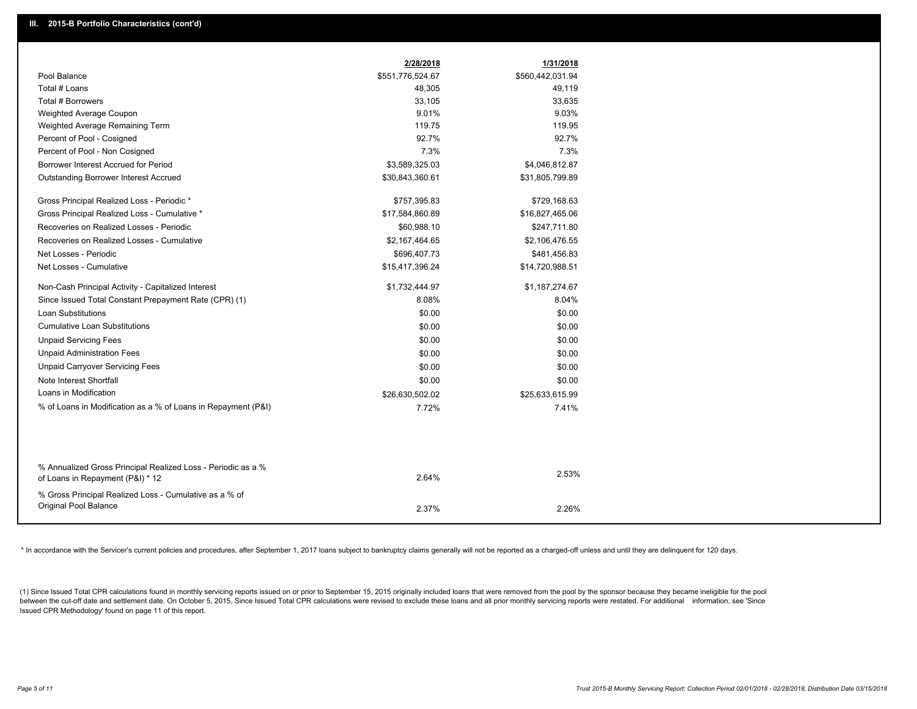## III. 2015-B Portfolio Characteristics (cont'd)

| | 2/28/2018 | 1/31/2018 |
|---|---|---|
| Pool Balance | $551,776,524.67 | $560,442,031.94 |
| Total # Loans | 48,305 | 49,119 |
| Total # Borrowers | 33,105 | 33,635 |
| Weighted Average Coupon | 9.01% | 9.03% |
| Weighted Average Remaining Term | 119.75 | 119.95 |
| Percent of Pool - Cosigned | 92.7% | 92.7% |
| Percent of Pool - Non Cosigned | 7.3% | 7.3% |
| Borrower Interest Accrued for Period | $3,589,325.03 | $4,046,812.87 |
| Outstanding Borrower Interest Accrued | $30,843,360.61 | $31,805,799.89 |
| Gross Principal Realized Loss - Periodic * | $757,395.83 | $729,168.63 |
| Gross Principal Realized Loss - Cumulative * | $17,584,860.89 | $16,827,465.06 |
| Recoveries on Realized Losses - Periodic | $60,988.10 | $247,711.80 |
| Recoveries on Realized Losses - Cumulative | $2,167,464.65 | $2,106,476.55 |
| Net Losses - Periodic | $696,407.73 | $481,456.83 |
| Net Losses - Cumulative | $15,417,396.24 | $14,720,988.51 |
| Non-Cash Principal Activity - Capitalized Interest | $1,732,444.97 | $1,187,274.67 |
| Since Issued Total Constant Prepayment Rate (CPR) (1) | 8.08% | 8.04% |
| Loan Substitutions | $0.00 | $0.00 |
| Cumulative Loan Substitutions | $0.00 | $0.00 |
| Unpaid Servicing Fees | $0.00 | $0.00 |
| Unpaid Administration Fees | $0.00 | $0.00 |
| Unpaid Carryover Servicing Fees | $0.00 | $0.00 |
| Note Interest Shortfall | $0.00 | $0.00 |
| Loans in Modification | $26,630,502.02 | $25,633,615.99 |
| % of Loans in Modification as a % of Loans in Repayment (P&I) | 7.72% | 7.41% |
| % Annualized Gross Principal Realized Loss - Periodic as a % of Loans in Repayment (P&I) * 12 | 2.64% | 2.53% |
| % Gross Principal Realized Loss - Cumulative as a % of Original Pool Balance | 2.37% | 2.26% |

* In accordance with the Servicer's current policies and procedures, after September 1, 2017 loans subject to bankruptcy claims generally will not be reported as a charged-off unless and until they are delinquent for 120 days.

(1) Since Issued Total CPR calculations found in monthly servicing reports issued on or prior to September 15, 2015 originally included loans that were removed from the pool by the sponsor because they became ineligible for the pool between the cut-off date and settlement date. On October 5, 2015, Since Issued Total CPR calculations were revised to exclude these loans and all prior monthly servicing reports were restated. For additional information, see 'Since Issued CPR Methodology' found on page 11 of this report.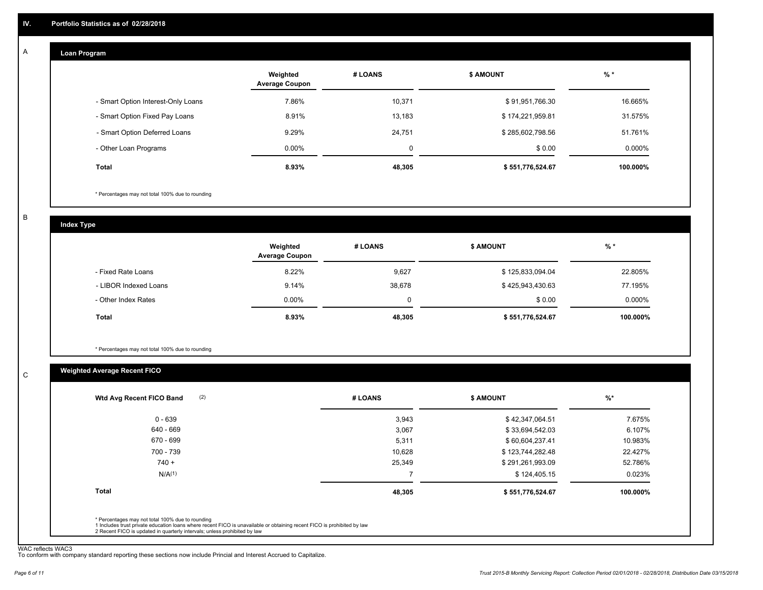## IV. Portfolio Statistics as of 02/28/2018

### A Loan Program

| | Weighted Average Coupon | # LOANS | $ AMOUNT | % * |
|---|---|---|---|---|
| - Smart Option Interest-Only Loans | 7.86% | 10,371 | $ 91,951,766.30 | 16.665% |
| - Smart Option Fixed Pay Loans | 8.91% | 13,183 | $ 174,221,959.81 | 31.575% |
| - Smart Option Deferred Loans | 9.29% | 24,751 | $ 285,602,798.56 | 51.761% |
| - Other Loan Programs | 0.00% | 0 | $ 0.00 | 0.000% |
| **Total** | **8.93%** | **48,305** | **$ 551,776,524.67** | **100.000%** |

* Percentages may not total 100% due to rounding

### B Index Type

| | Weighted Average Coupon | # LOANS | $ AMOUNT | % * |
|---|---|---|---|---|
| - Fixed Rate Loans | 8.22% | 9,627 | $ 125,833,094.04 | 22.805% |
| - LIBOR Indexed Loans | 9.14% | 38,678 | $ 425,943,430.63 | 77.195% |
| - Other Index Rates | 0.00% | 0 | $ 0.00 | 0.000% |
| **Total** | **8.93%** | **48,305** | **$ 551,776,524.67** | **100.000%** |

* Percentages may not total 100% due to rounding

### C Weighted Average Recent FICO

| Wtd Avg Recent FICO Band (2) | # LOANS | $ AMOUNT | %* |
|---|---|---|---|
| 0 - 639 | 3,943 | $ 42,347,064.51 | 7.675% |
| 640 - 669 | 3,067 | $ 33,694,542.03 | 6.107% |
| 670 - 699 | 5,311 | $ 60,604,237.41 | 10.983% |
| 700 - 739 | 10,628 | $ 123,744,282.48 | 22.427% |
| 740 + | 25,349 | $ 291,261,993.09 | 52.786% |
| N/A(1) | 7 | $ 124,405.15 | 0.023% |
| **Total** | **48,305** | **$ 551,776,524.67** | **100.000%** |

* Percentages may not total 100% due to rounding
1 Includes trust private education loans where recent FICO is unavailable or obtaining recent FICO is prohibited by law
2 Recent FICO is updated in quarterly intervals; unless prohibited by law

WAC reflects WAC3
To conform with company standard reporting these sections now include Princial and Interest Accrued to Capitalize.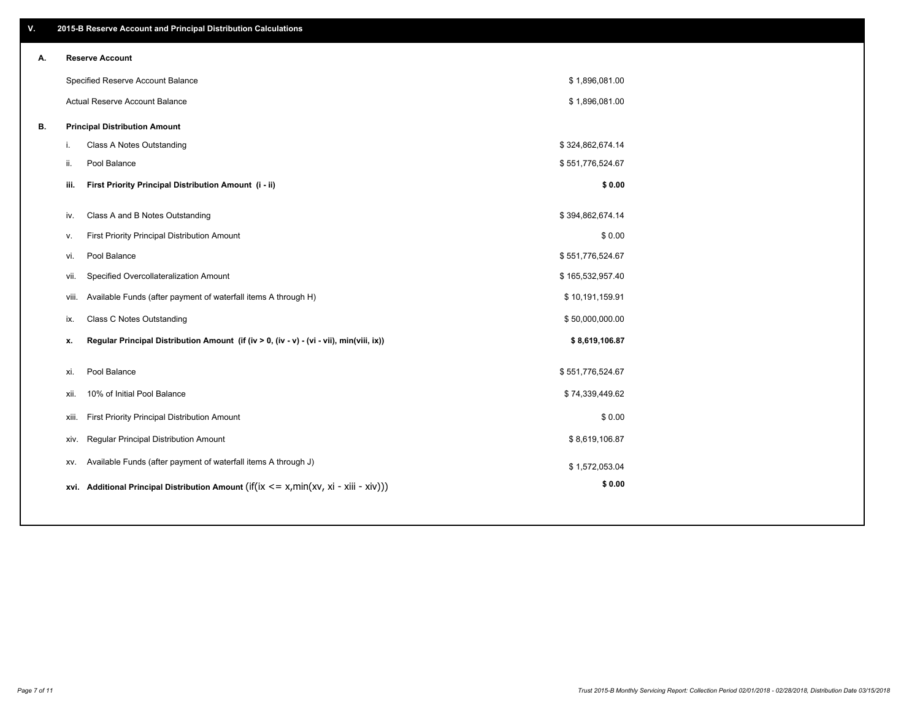# V. 2015-B Reserve Account and Principal Distribution Calculations

## A. Reserve Account

| | |
|---|---|
| Specified Reserve Account Balance | $ 1,896,081.00 |
| Actual Reserve Account Balance | $ 1,896,081.00 |

## B. Principal Distribution Amount

| | | |
|---|---|---|
| i. | Class A Notes Outstanding | $ 324,862,674.14 |
| ii. | Pool Balance | $ 551,776,524.67 |
| **iii.** | **First Priority Principal Distribution Amount (i - ii)** | **$ 0.00** |
| iv. | Class A and B Notes Outstanding | $ 394,862,674.14 |
| v. | First Priority Principal Distribution Amount | $ 0.00 |
| vi. | Pool Balance | $ 551,776,524.67 |
| vii. | Specified Overcollateralization Amount | $ 165,532,957.40 |
| viii. | Available Funds (after payment of waterfall items A through H) | $ 10,191,159.91 |
| ix. | Class C Notes Outstanding | $ 50,000,000.00 |
| **x.** | **Regular Principal Distribution Amount (if (iv > 0, (iv - v) - (vi - vii), min(viii, ix))** | **$ 8,619,106.87** |
| xi. | Pool Balance | $ 551,776,524.67 |
| xii. | 10% of Initial Pool Balance | $ 74,339,449.62 |
| xiii. | First Priority Principal Distribution Amount | $ 0.00 |
| xiv. | Regular Principal Distribution Amount | $ 8,619,106.87 |
| xv. | Available Funds (after payment of waterfall items A through J) | $ 1,572,053.04 |
| **xvi.** | **Additional Principal Distribution Amount** (if(ix <= x,min(xv, xi - xiii - xiv))) | **$ 0.00** |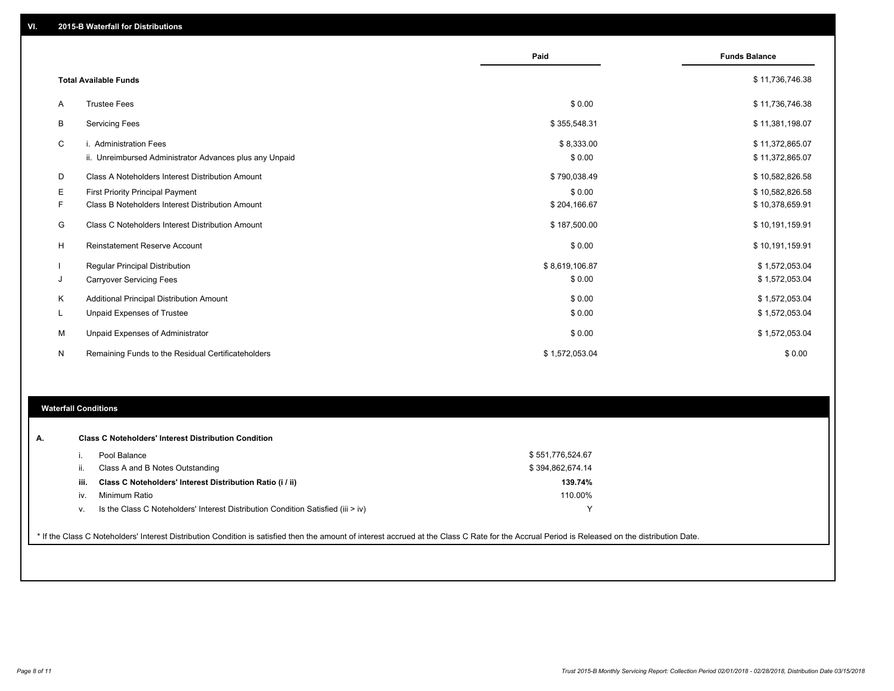## VI. 2015-B Waterfall for Distributions

| | | Paid | Funds Balance |
|---|---|---|---|
| | **Total Available Funds** | | $ 11,736,746.38 |
| A | Trustee Fees | $ 0.00 | $ 11,736,746.38 |
| B | Servicing Fees | $ 355,548.31 | $ 11,381,198.07 |
| C | i. Administration Fees | $ 8,333.00 | $ 11,372,865.07 |
| | ii. Unreimbursed Administrator Advances plus any Unpaid | $ 0.00 | $ 11,372,865.07 |
| D | Class A Noteholders Interest Distribution Amount | $ 790,038.49 | $ 10,582,826.58 |
| E | First Priority Principal Payment | $ 0.00 | $ 10,582,826.58 |
| F | Class B Noteholders Interest Distribution Amount | $ 204,166.67 | $ 10,378,659.91 |
| G | Class C Noteholders Interest Distribution Amount | $ 187,500.00 | $ 10,191,159.91 |
| H | Reinstatement Reserve Account | $ 0.00 | $ 10,191,159.91 |
| I | Regular Principal Distribution | $ 8,619,106.87 | $ 1,572,053.04 |
| J | Carryover Servicing Fees | $ 0.00 | $ 1,572,053.04 |
| K | Additional Principal Distribution Amount | $ 0.00 | $ 1,572,053.04 |
| L | Unpaid Expenses of Trustee | $ 0.00 | $ 1,572,053.04 |
| M | Unpaid Expenses of Administrator | $ 0.00 | $ 1,572,053.04 |
| N | Remaining Funds to the Residual Certificateholders | $ 1,572,053.04 | $ 0.00 |

## Waterfall Conditions

**A. Class C Noteholders' Interest Distribution Condition**

| | | |
|---|---|---|
| i. | Pool Balance | $ 551,776,524.67 |
| ii. | Class A and B Notes Outstanding | $ 394,862,674.14 |
| **iii.** | **Class C Noteholders' Interest Distribution Ratio (i / ii)** | **139.74%** |
| iv. | Minimum Ratio | 110.00% |
| v. | Is the Class C Noteholders' Interest Distribution Condition Satisfied (iii > iv) | Y |

* If the Class C Noteholders' Interest Distribution Condition is satisfied then the amount of interest accrued at the Class C Rate for the Accrual Period is Released on the distribution Date.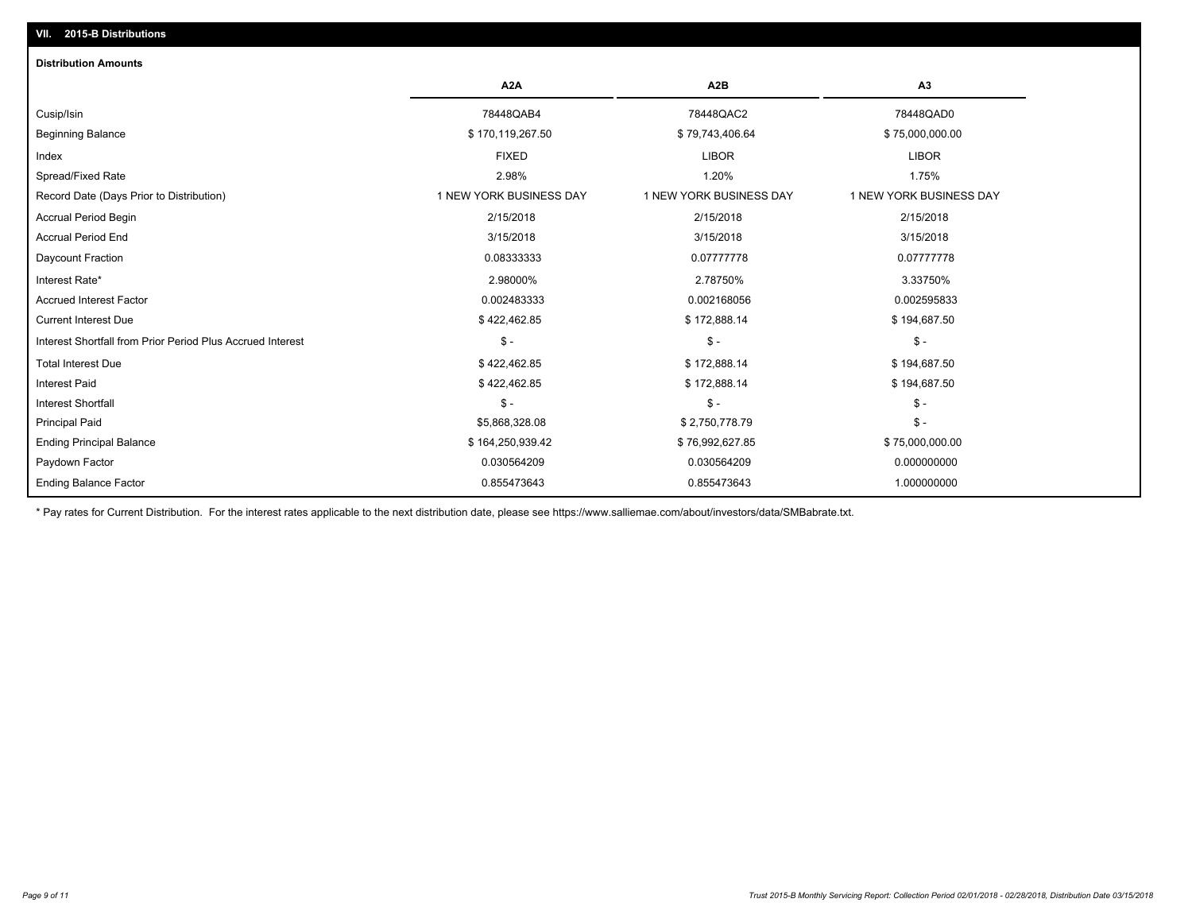## VII. 2015-B Distributions

### Distribution Amounts

| | A2A | A2B | A3 |
|---|---|---|---|
| Cusip/Isin | 78448QAB4 | 78448QAC2 | 78448QAD0 |
| Beginning Balance | $ 170,119,267.50 | $ 79,743,406.64 | $ 75,000,000.00 |
| Index | FIXED | LIBOR | LIBOR |
| Spread/Fixed Rate | 2.98% | 1.20% | 1.75% |
| Record Date (Days Prior to Distribution) | 1 NEW YORK BUSINESS DAY | 1 NEW YORK BUSINESS DAY | 1 NEW YORK BUSINESS DAY |
| Accrual Period Begin | 2/15/2018 | 2/15/2018 | 2/15/2018 |
| Accrual Period End | 3/15/2018 | 3/15/2018 | 3/15/2018 |
| Daycount Fraction | 0.08333333 | 0.07777778 | 0.07777778 |
| Interest Rate* | 2.98000% | 2.78750% | 3.33750% |
| Accrued Interest Factor | 0.002483333 | 0.002168056 | 0.002595833 |
| Current Interest Due | $ 422,462.85 | $ 172,888.14 | $ 194,687.50 |
| Interest Shortfall from Prior Period Plus Accrued Interest | $ - | $ - | $ - |
| Total Interest Due | $ 422,462.85 | $ 172,888.14 | $ 194,687.50 |
| Interest Paid | $ 422,462.85 | $ 172,888.14 | $ 194,687.50 |
| Interest Shortfall | $ - | $ - | $ - |
| Principal Paid | $5,868,328.08 | $ 2,750,778.79 | $ - |
| Ending Principal Balance | $ 164,250,939.42 | $ 76,992,627.85 | $ 75,000,000.00 |
| Paydown Factor | 0.030564209 | 0.030564209 | 0.000000000 |
| Ending Balance Factor | 0.855473643 | 0.855473643 | 1.000000000 |

* Pay rates for Current Distribution. For the interest rates applicable to the next distribution date, please see https://www.salliemae.com/about/investors/data/SMBabrate.txt.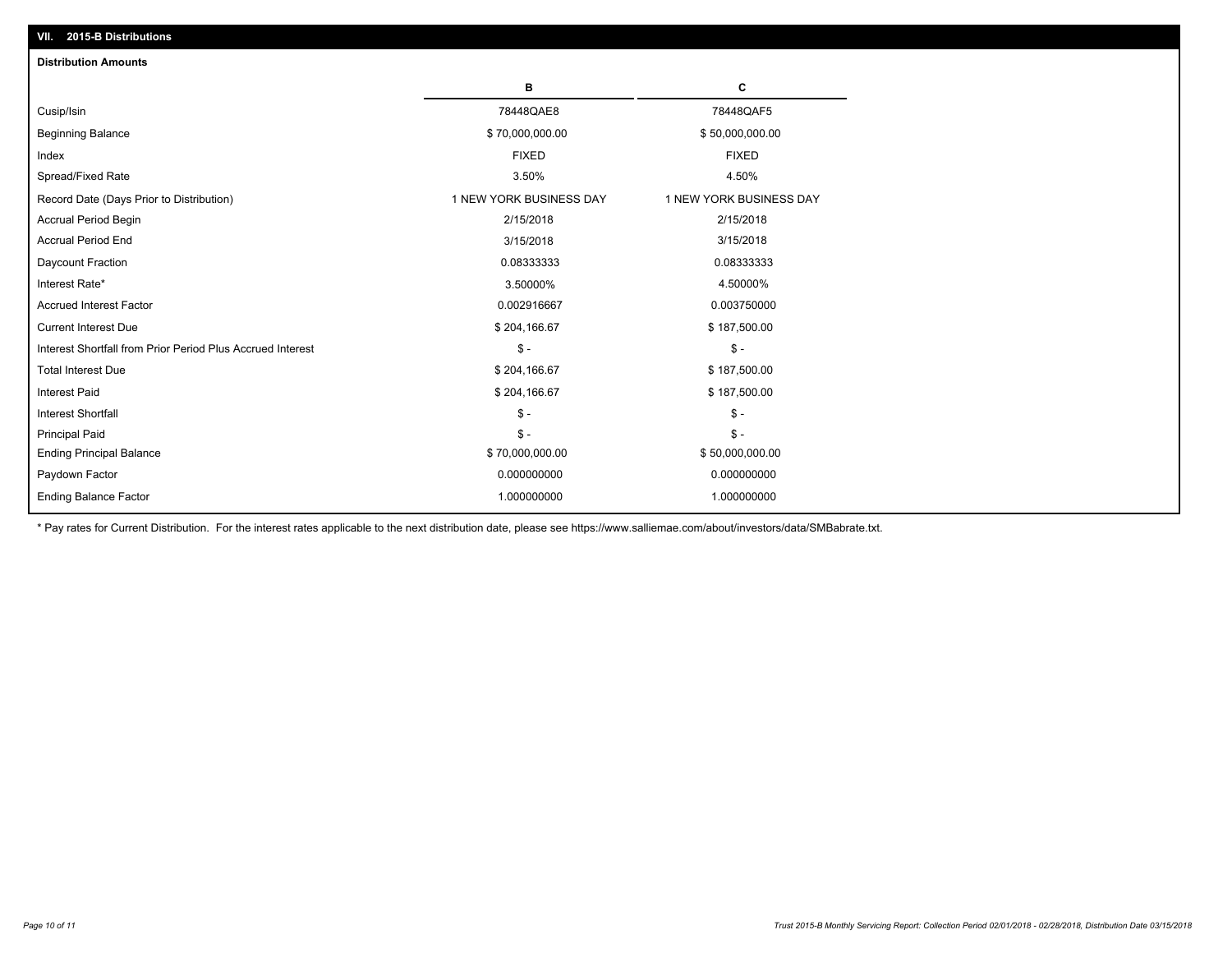## VII. 2015-B Distributions

### Distribution Amounts

| | B | C |
|---|---|---|
| Cusip/Isin | 78448QAE8 | 78448QAF5 |
| Beginning Balance | $ 70,000,000.00 | $ 50,000,000.00 |
| Index | FIXED | FIXED |
| Spread/Fixed Rate | 3.50% | 4.50% |
| Record Date (Days Prior to Distribution) | 1 NEW YORK BUSINESS DAY | 1 NEW YORK BUSINESS DAY |
| Accrual Period Begin | 2/15/2018 | 2/15/2018 |
| Accrual Period End | 3/15/2018 | 3/15/2018 |
| Daycount Fraction | 0.08333333 | 0.08333333 |
| Interest Rate* | 3.50000% | 4.50000% |
| Accrued Interest Factor | 0.002916667 | 0.003750000 |
| Current Interest Due | $ 204,166.67 | $ 187,500.00 |
| Interest Shortfall from Prior Period Plus Accrued Interest | $ - | $ - |
| Total Interest Due | $ 204,166.67 | $ 187,500.00 |
| Interest Paid | $ 204,166.67 | $ 187,500.00 |
| Interest Shortfall | $ - | $ - |
| Principal Paid | $ - | $ - |
| Ending Principal Balance | $ 70,000,000.00 | $ 50,000,000.00 |
| Paydown Factor | 0.000000000 | 0.000000000 |
| Ending Balance Factor | 1.000000000 | 1.000000000 |

* Pay rates for Current Distribution. For the interest rates applicable to the next distribution date, please see https://www.salliemae.com/about/investors/data/SMBabrate.txt.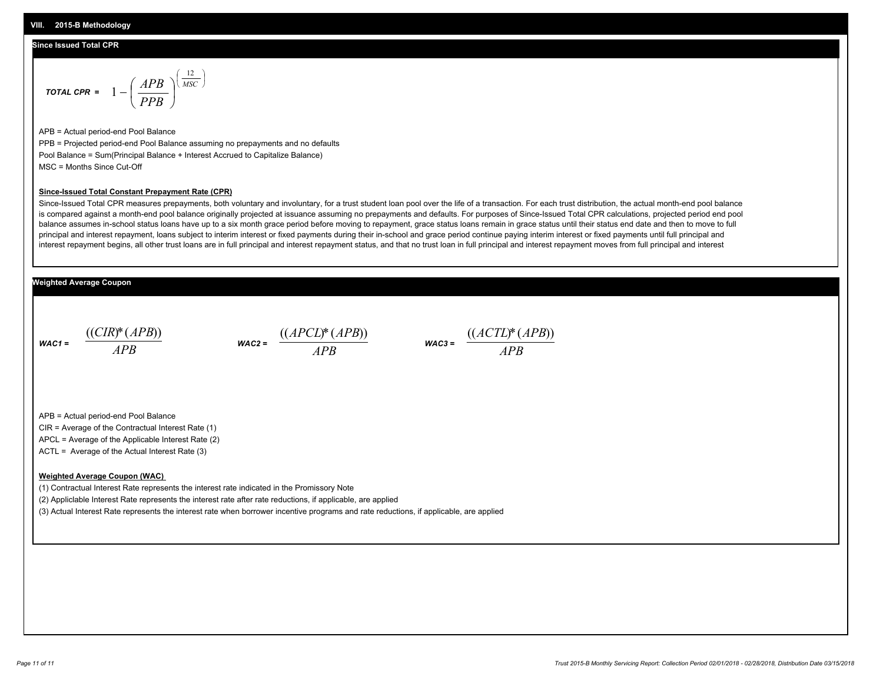## VIII. 2015-B Methodology

### Since Issued Total CPR

$$\textit{TOTAL CPR} = 1 - \left(\frac{APB}{PPB}\right)^{\left(\frac{12}{MSC}\right)}$$

APB = Actual period-end Pool Balance

PPB = Projected period-end Pool Balance assuming no prepayments and no defaults

Pool Balance = Sum(Principal Balance + Interest Accrued to Capitalize Balance)

MSC = Months Since Cut-Off

**Since-Issued Total Constant Prepayment Rate (CPR)**

Since-Issued Total CPR measures prepayments, both voluntary and involuntary, for a trust student loan pool over the life of a transaction. For each trust distribution, the actual month-end pool balance is compared against a month-end pool balance originally projected at issuance assuming no prepayments and defaults. For purposes of Since-Issued Total CPR calculations, projected period end pool balance assumes in-school status loans have up to a six month grace period before moving to repayment, grace status loans remain in grace status until their status end date and then to move to full principal and interest repayment, loans subject to interim interest or fixed payments during their in-school and grace period continue paying interim interest or fixed payments until full principal and interest repayment begins, all other trust loans are in full principal and interest repayment status, and that no trust loan in full principal and interest repayment moves from full principal and interest

### Weighted Average Coupon

$$\textit{WAC1} = \frac{((CIR)*(APB))}{APB} \qquad \textit{WAC2} = \frac{((APCL)*(APB))}{APB} \qquad \textit{WAC3} = \frac{((ACTL)*(APB))}{APB}$$

APB = Actual period-end Pool Balance

CIR = Average of the Contractual Interest Rate (1)

APCL = Average of the Applicable Interest Rate (2)

ACTL = Average of the Actual Interest Rate (3)

**Weighted Average Coupon (WAC)**

(1) Contractual Interest Rate represents the interest rate indicated in the Promissory Note

(2) Appliclable Interest Rate represents the interest rate after rate reductions, if applicable, are applied

(3) Actual Interest Rate represents the interest rate when borrower incentive programs and rate reductions, if applicable, are applied